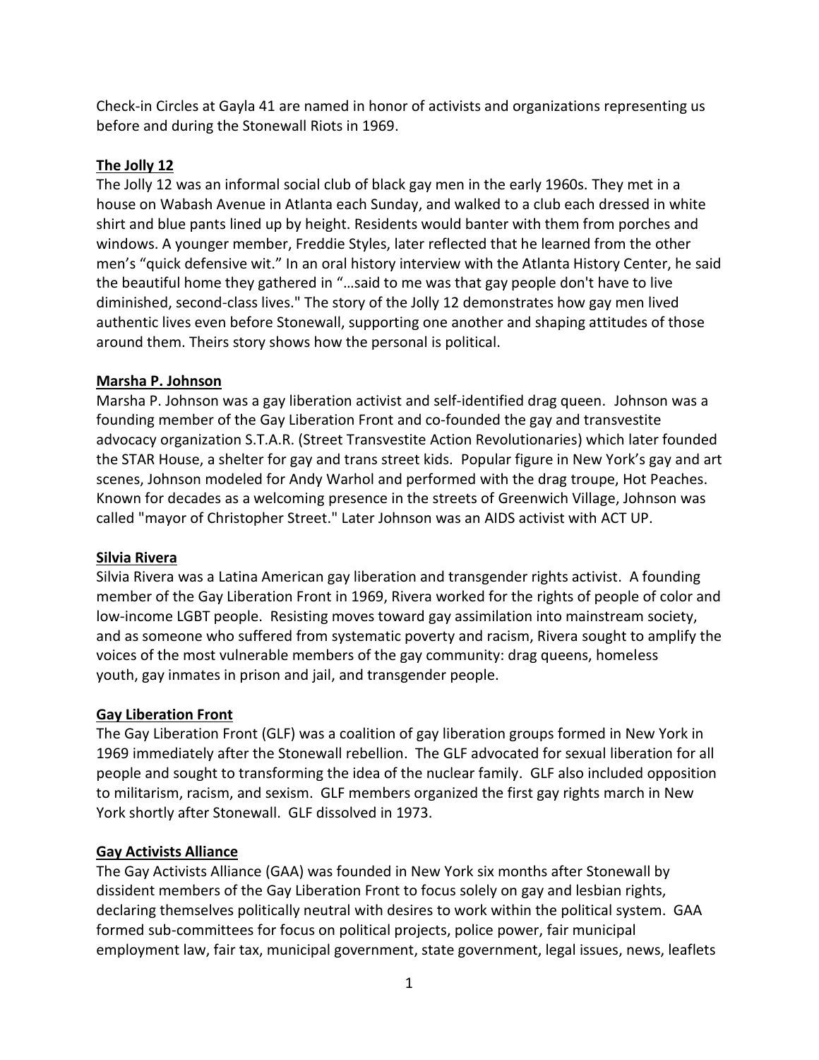Check-in Circles at Gayla 41 are named in honor of activists and organizations representing us before and during the Stonewall Riots in 1969.

## The Jolly 12

The Jolly 12 was an informal social club of black gay men in the early 1960s. They met in a house on Wabash Avenue in Atlanta each Sunday, and walked to a club each dressed in white shirt and blue pants lined up by height. Residents would banter with them from porches and windows. A younger member, Freddie Styles, later reflected that he learned from the other men's "quick defensive wit." In an oral history interview with the Atlanta History Center, he said the beautiful home they gathered in "…said to me was that gay people don't have to live diminished, second-class lives." The story of the Jolly 12 demonstrates how gay men lived authentic lives even before Stonewall, supporting one another and shaping attitudes of those around them. Theirs story shows how the personal is political.

## Marsha P. Johnson

Marsha P. Johnson was a gay liberation activist and self-identified drag queen. Johnson was a founding member of the Gay Liberation Front and co-founded the gay and transvestite advocacy organization S.T.A.R. (Street Transvestite Action Revolutionaries) which later founded the STAR House, a shelter for gay and trans street kids. Popular figure in New York's gay and art scenes, Johnson modeled for Andy Warhol and performed with the drag troupe, Hot Peaches. Known for decades as a welcoming presence in the streets of Greenwich Village, Johnson was called "mayor of Christopher Street." Later Johnson was an AIDS activist with ACT UP.

## Silvia Rivera

Silvia Rivera was a Latina American gay liberation and transgender rights activist. A founding member of the Gay Liberation Front in 1969, Rivera worked for the rights of people of color and low-income LGBT people. Resisting moves toward gay assimilation into mainstream society, and as someone who suffered from systematic poverty and racism, Rivera sought to amplify the voices of the most vulnerable members of the gay community: drag queens, homeless youth, gay inmates in prison and jail, and transgender people.

## Gay Liberation Front

The Gay Liberation Front (GLF) was a coalition of gay liberation groups formed in New York in 1969 immediately after the Stonewall rebellion. The GLF advocated for sexual liberation for all people and sought to transforming the idea of the nuclear family. GLF also included opposition to militarism, racism, and sexism. GLF members organized the first gay rights march in New York shortly after Stonewall. GLF dissolved in 1973.

## Gay Activists Alliance

The Gay Activists Alliance (GAA) was founded in New York six months after Stonewall by dissident members of the Gay Liberation Front to focus solely on gay and lesbian rights, declaring themselves politically neutral with desires to work within the political system. GAA formed sub-committees for focus on political projects, police power, fair municipal employment law, fair tax, municipal government, state government, legal issues, news, leaflets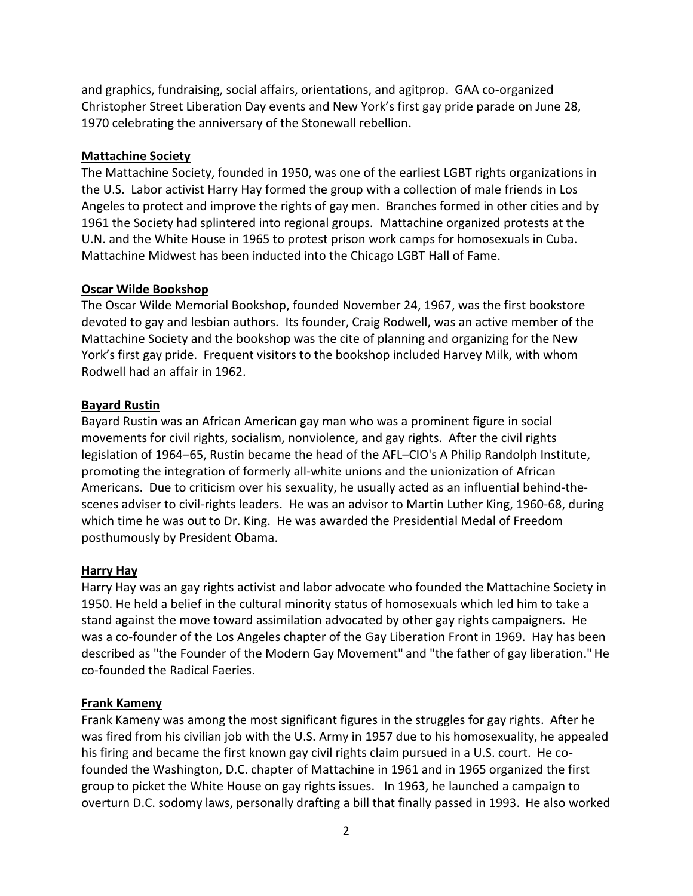and graphics, fundraising, social affairs, orientations, and agitprop. GAA co-organized Christopher Street Liberation Day events and New York's first gay pride parade on June 28, 1970 celebrating the anniversary of the Stonewall rebellion.

## Mattachine Society

The Mattachine Society, founded in 1950, was one of the earliest LGBT rights organizations in the U.S. Labor activist Harry Hay formed the group with a collection of male friends in Los Angeles to protect and improve the rights of gay men. Branches formed in other cities and by 1961 the Society had splintered into regional groups. Mattachine organized protests at the U.N. and the White House in 1965 to protest prison work camps for homosexuals in Cuba. Mattachine Midwest has been inducted into the Chicago LGBT Hall of Fame.

## Oscar Wilde Bookshop

The Oscar Wilde Memorial Bookshop, founded November 24, 1967, was the first bookstore devoted to gay and lesbian authors. Its founder, Craig Rodwell, was an active member of the Mattachine Society and the bookshop was the cite of planning and organizing for the New York's first gay pride. Frequent visitors to the bookshop included Harvey Milk, with whom Rodwell had an affair in 1962.

## Bayard Rustin

Bayard Rustin was an African American gay man who was a prominent figure in social movements for civil rights, socialism, nonviolence, and gay rights. After the civil rights legislation of 1964–65, Rustin became the head of the AFL–CIO's A Philip Randolph Institute, promoting the integration of formerly all-white unions and the unionization of African Americans. Due to criticism over his sexuality, he usually acted as an influential behind-the-scenes adviser to civil-rights leaders. He was an advisor to Martin Luther King, 1960-68, during which time he was out to Dr. King. He was awarded the Presidential Medal of Freedom posthumously by President Obama.

## Harry Hay

Harry Hay was an gay rights activist and labor advocate who founded the Mattachine Society in 1950. He held a belief in the cultural minority status of homosexuals which led him to take a stand against the move toward assimilation advocated by other gay rights campaigners. He was a co-founder of the Los Angeles chapter of the Gay Liberation Front in 1969. Hay has been described as "the Founder of the Modern Gay Movement" and "the father of gay liberation." He co-founded the Radical Faeries.

## Frank Kameny

Frank Kameny was among the most significant figures in the struggles for gay rights. After he was fired from his civilian job with the U.S. Army in 1957 due to his homosexuality, he appealed his firing and became the first known gay civil rights claim pursued in a U.S. court. He co-founded the Washington, D.C. chapter of Mattachine in 1961 and in 1965 organized the first group to picket the White House on gay rights issues. In 1963, he launched a campaign to overturn D.C. sodomy laws, personally drafting a bill that finally passed in 1993. He also worked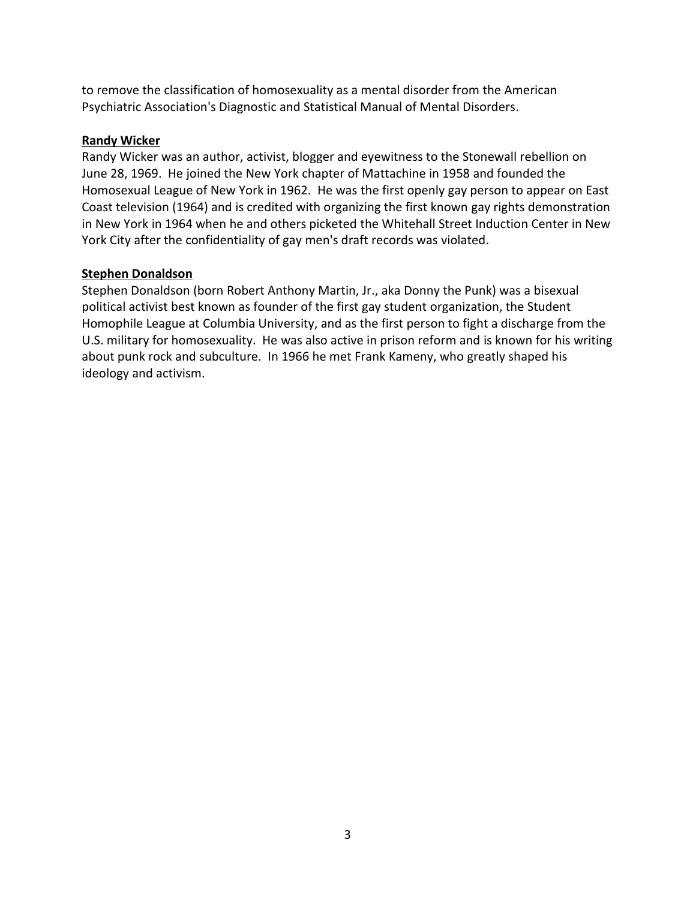to remove the classification of homosexuality as a mental disorder from the American Psychiatric Association's Diagnostic and Statistical Manual of Mental Disorders.

**Randy Wicker**

Randy Wicker was an author, activist, blogger and eyewitness to the Stonewall rebellion on June 28, 1969. He joined the New York chapter of Mattachine in 1958 and founded the Homosexual League of New York in 1962. He was the first openly gay person to appear on East Coast television (1964) and is credited with organizing the first known gay rights demonstration in New York in 1964 when he and others picketed the Whitehall Street Induction Center in New York City after the confidentiality of gay men's draft records was violated.

**Stephen Donaldson**

Stephen Donaldson (born Robert Anthony Martin, Jr., aka Donny the Punk) was a bisexual political activist best known as founder of the first gay student organization, the Student Homophile League at Columbia University, and as the first person to fight a discharge from the U.S. military for homosexuality. He was also active in prison reform and is known for his writing about punk rock and subculture. In 1966 he met Frank Kameny, who greatly shaped his ideology and activism.